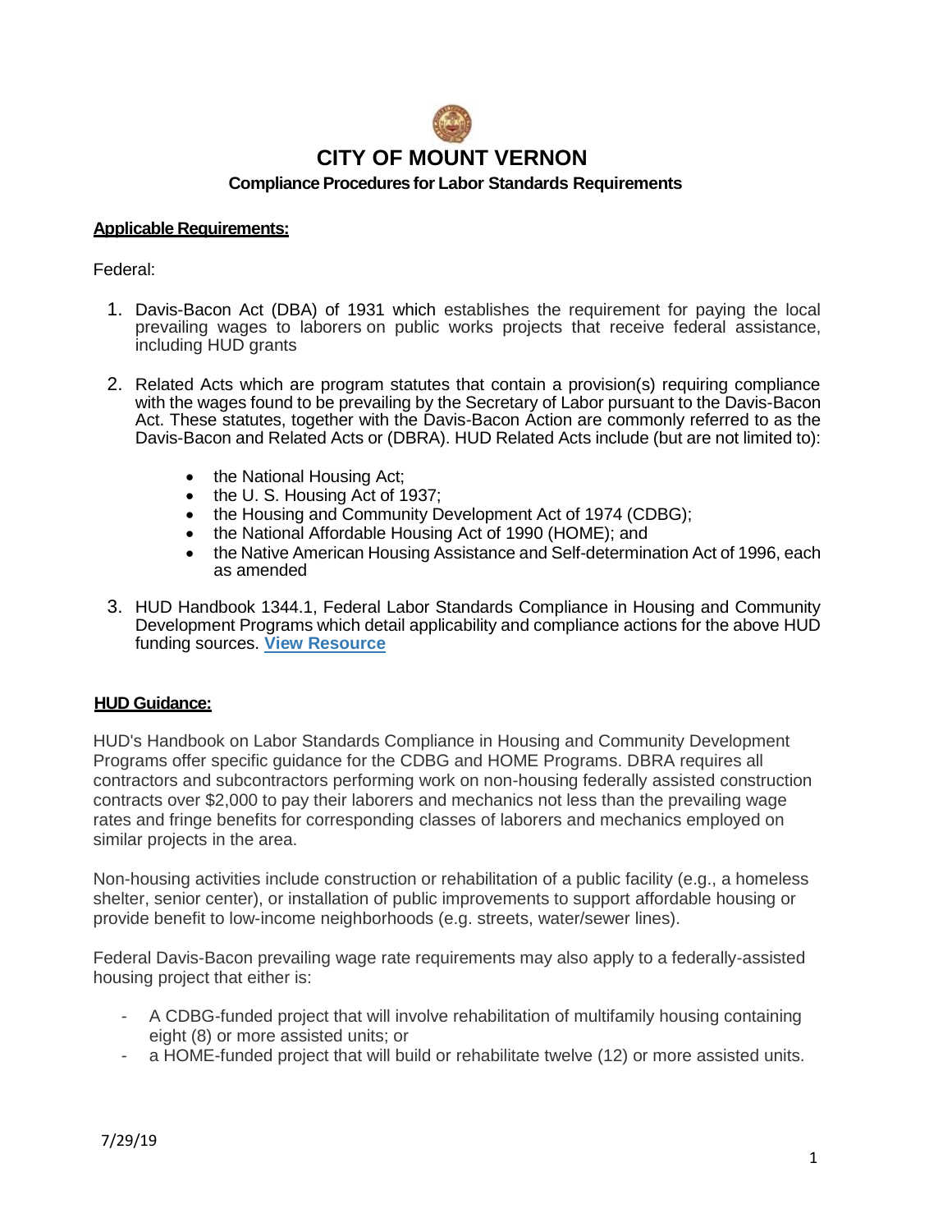# CITY OF MOUNT VERNON

### Compliance Procedures for Labor Standards Requirements

**Applicable Requirements:**

Federal:

1. Davis-Bacon Act (DBA) of 1931 which establishes the requirement for paying the local prevailing wages to laborers on public works projects that receive federal assistance, including HUD grants

2. Related Acts which are program statutes that contain a provision(s) requiring compliance with the wages found to be prevailing by the Secretary of Labor pursuant to the Davis-Bacon Act. These statutes, together with the Davis-Bacon Action are commonly referred to as the Davis-Bacon and Related Acts or (DBRA). HUD Related Acts include (but are not limited to):

   - the National Housing Act;
   - the U. S. Housing Act of 1937;
   - the Housing and Community Development Act of 1974 (CDBG);
   - the National Affordable Housing Act of 1990 (HOME); and
   - the Native American Housing Assistance and Self-determination Act of 1996, each as amended

3. HUD Handbook 1344.1, Federal Labor Standards Compliance in Housing and Community Development Programs which detail applicability and compliance actions for the above HUD funding sources. **View Resource**

**HUD Guidance:**

HUD's Handbook on Labor Standards Compliance in Housing and Community Development Programs offer specific guidance for the CDBG and HOME Programs. DBRA requires all contractors and subcontractors performing work on non-housing federally assisted construction contracts over $2,000 to pay their laborers and mechanics not less than the prevailing wage rates and fringe benefits for corresponding classes of laborers and mechanics employed on similar projects in the area.

Non-housing activities include construction or rehabilitation of a public facility (e.g., a homeless shelter, senior center), or installation of public improvements to support affordable housing or provide benefit to low-income neighborhoods (e.g. streets, water/sewer lines).

Federal Davis-Bacon prevailing wage rate requirements may also apply to a federally-assisted housing project that either is:

- A CDBG-funded project that will involve rehabilitation of multifamily housing containing eight (8) or more assisted units; or
- a HOME-funded project that will build or rehabilitate twelve (12) or more assisted units.

7/29/19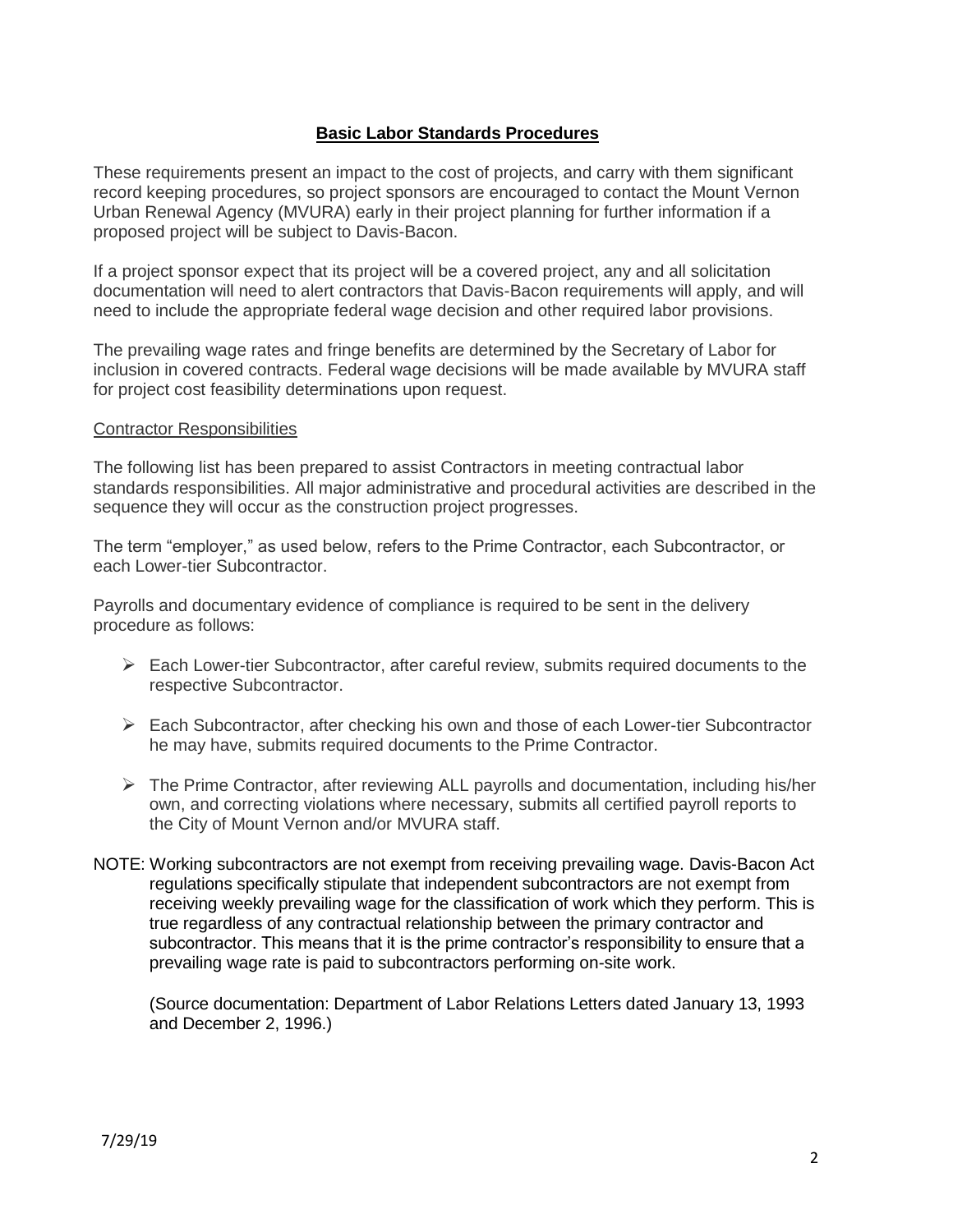## Basic Labor Standards Procedures

These requirements present an impact to the cost of projects, and carry with them significant record keeping procedures, so project sponsors are encouraged to contact the Mount Vernon Urban Renewal Agency (MVURA) early in their project planning for further information if a proposed project will be subject to Davis-Bacon.

If a project sponsor expect that its project will be a covered project, any and all solicitation documentation will need to alert contractors that Davis-Bacon requirements will apply, and will need to include the appropriate federal wage decision and other required labor provisions.

The prevailing wage rates and fringe benefits are determined by the Secretary of Labor for inclusion in covered contracts. Federal wage decisions will be made available by MVURA staff for project cost feasibility determinations upon request.

### Contractor Responsibilities

The following list has been prepared to assist Contractors in meeting contractual labor standards responsibilities. All major administrative and procedural activities are described in the sequence they will occur as the construction project progresses.

The term "employer," as used below, refers to the Prime Contractor, each Subcontractor, or each Lower-tier Subcontractor.

Payrolls and documentary evidence of compliance is required to be sent in the delivery procedure as follows:

- Each Lower-tier Subcontractor, after careful review, submits required documents to the respective Subcontractor.
- Each Subcontractor, after checking his own and those of each Lower-tier Subcontractor he may have, submits required documents to the Prime Contractor.
- The Prime Contractor, after reviewing ALL payrolls and documentation, including his/her own, and correcting violations where necessary, submits all certified payroll reports to the City of Mount Vernon and/or MVURA staff.

NOTE: Working subcontractors are not exempt from receiving prevailing wage. Davis-Bacon Act regulations specifically stipulate that independent subcontractors are not exempt from receiving weekly prevailing wage for the classification of work which they perform. This is true regardless of any contractual relationship between the primary contractor and subcontractor. This means that it is the prime contractor's responsibility to ensure that a prevailing wage rate is paid to subcontractors performing on-site work.

(Source documentation: Department of Labor Relations Letters dated January 13, 1993 and December 2, 1996.)

7/29/19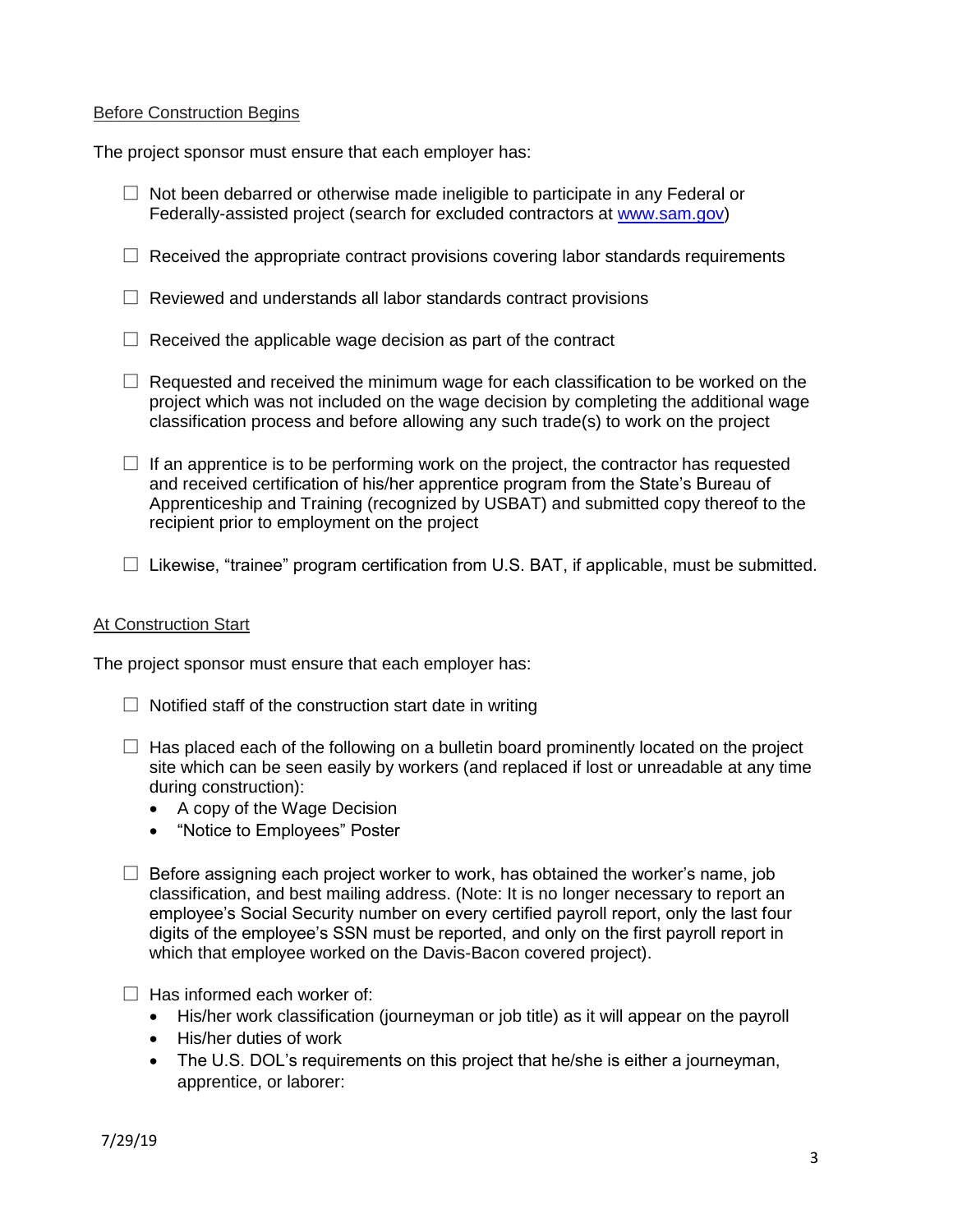Before Construction Begins

The project sponsor must ensure that each employer has:

- ☐ Not been debarred or otherwise made ineligible to participate in any Federal or Federally-assisted project (search for excluded contractors at www.sam.gov)
- ☐ Received the appropriate contract provisions covering labor standards requirements
- ☐ Reviewed and understands all labor standards contract provisions
- ☐ Received the applicable wage decision as part of the contract
- ☐ Requested and received the minimum wage for each classification to be worked on the project which was not included on the wage decision by completing the additional wage classification process and before allowing any such trade(s) to work on the project
- ☐ If an apprentice is to be performing work on the project, the contractor has requested and received certification of his/her apprentice program from the State's Bureau of Apprenticeship and Training (recognized by USBAT) and submitted copy thereof to the recipient prior to employment on the project
- ☐ Likewise, "trainee" program certification from U.S. BAT, if applicable, must be submitted.

At Construction Start

The project sponsor must ensure that each employer has:

- ☐ Notified staff of the construction start date in writing
- ☐ Has placed each of the following on a bulletin board prominently located on the project site which can be seen easily by workers (and replaced if lost or unreadable at any time during construction):
  - A copy of the Wage Decision
  - "Notice to Employees" Poster
- ☐ Before assigning each project worker to work, has obtained the worker's name, job classification, and best mailing address. (Note: It is no longer necessary to report an employee's Social Security number on every certified payroll report, only the last four digits of the employee's SSN must be reported, and only on the first payroll report in which that employee worked on the Davis-Bacon covered project).
- ☐ Has informed each worker of:
  - His/her work classification (journeyman or job title) as it will appear on the payroll
  - His/her duties of work
  - The U.S. DOL's requirements on this project that he/she is either a journeyman, apprentice, or laborer:

7/29/19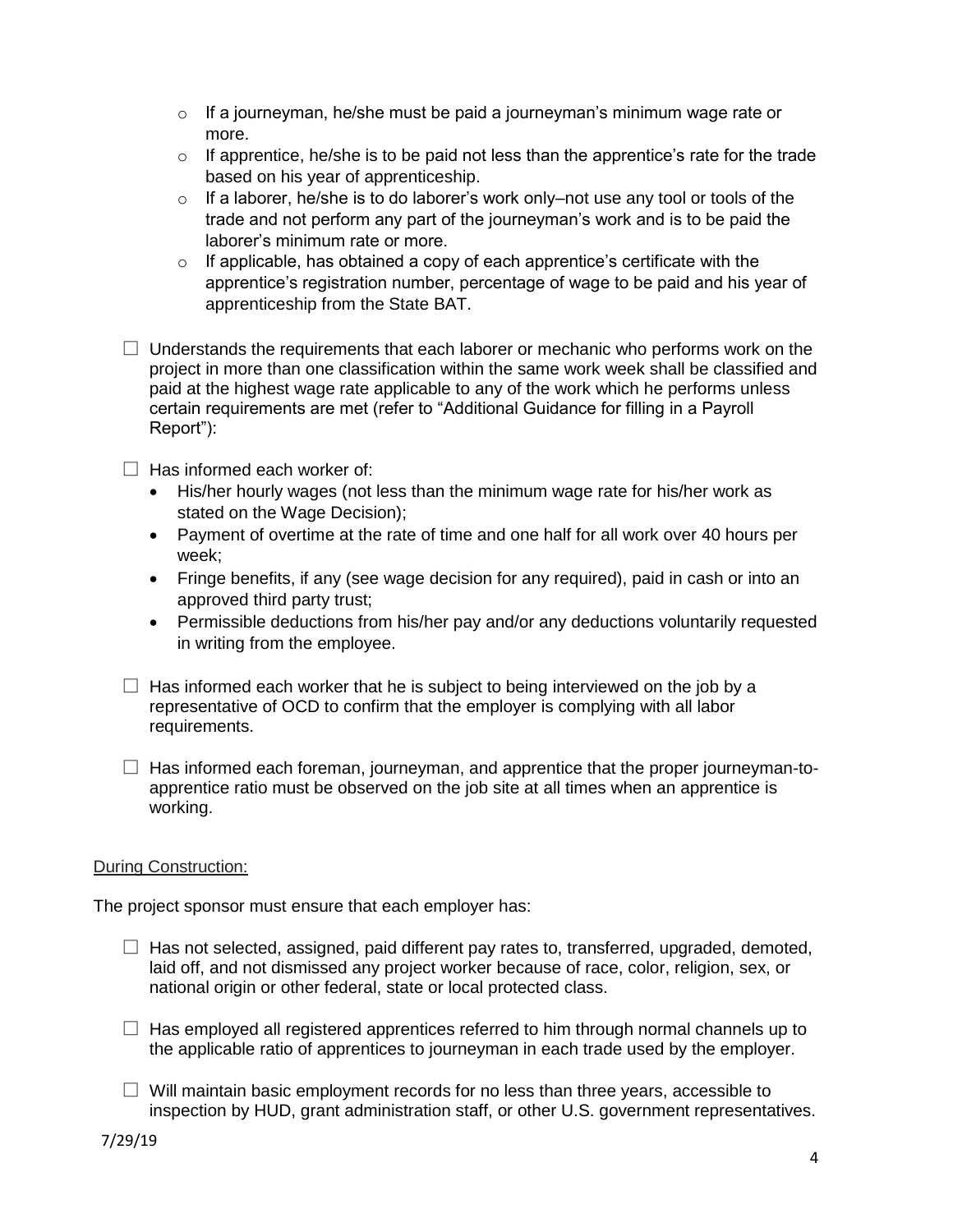- If a journeyman, he/she must be paid a journeyman's minimum wage rate or more.
- If apprentice, he/she is to be paid not less than the apprentice's rate for the trade based on his year of apprenticeship.
- If a laborer, he/she is to do laborer's work only–not use any tool or tools of the trade and not perform any part of the journeyman's work and is to be paid the laborer's minimum rate or more.
- If applicable, has obtained a copy of each apprentice's certificate with the apprentice's registration number, percentage of wage to be paid and his year of apprenticeship from the State BAT.

☐ Understands the requirements that each laborer or mechanic who performs work on the project in more than one classification within the same work week shall be classified and paid at the highest wage rate applicable to any of the work which he performs unless certain requirements are met (refer to "Additional Guidance for filling in a Payroll Report"):

☐ Has informed each worker of:

- His/her hourly wages (not less than the minimum wage rate for his/her work as stated on the Wage Decision);
- Payment of overtime at the rate of time and one half for all work over 40 hours per week;
- Fringe benefits, if any (see wage decision for any required), paid in cash or into an approved third party trust;
- Permissible deductions from his/her pay and/or any deductions voluntarily requested in writing from the employee.

☐ Has informed each worker that he is subject to being interviewed on the job by a representative of OCD to confirm that the employer is complying with all labor requirements.

☐ Has informed each foreman, journeyman, and apprentice that the proper journeyman-to-apprentice ratio must be observed on the job site at all times when an apprentice is working.

During Construction:

The project sponsor must ensure that each employer has:

☐ Has not selected, assigned, paid different pay rates to, transferred, upgraded, demoted, laid off, and not dismissed any project worker because of race, color, religion, sex, or national origin or other federal, state or local protected class.

☐ Has employed all registered apprentices referred to him through normal channels up to the applicable ratio of apprentices to journeyman in each trade used by the employer.

☐ Will maintain basic employment records for no less than three years, accessible to inspection by HUD, grant administration staff, or other U.S. government representatives.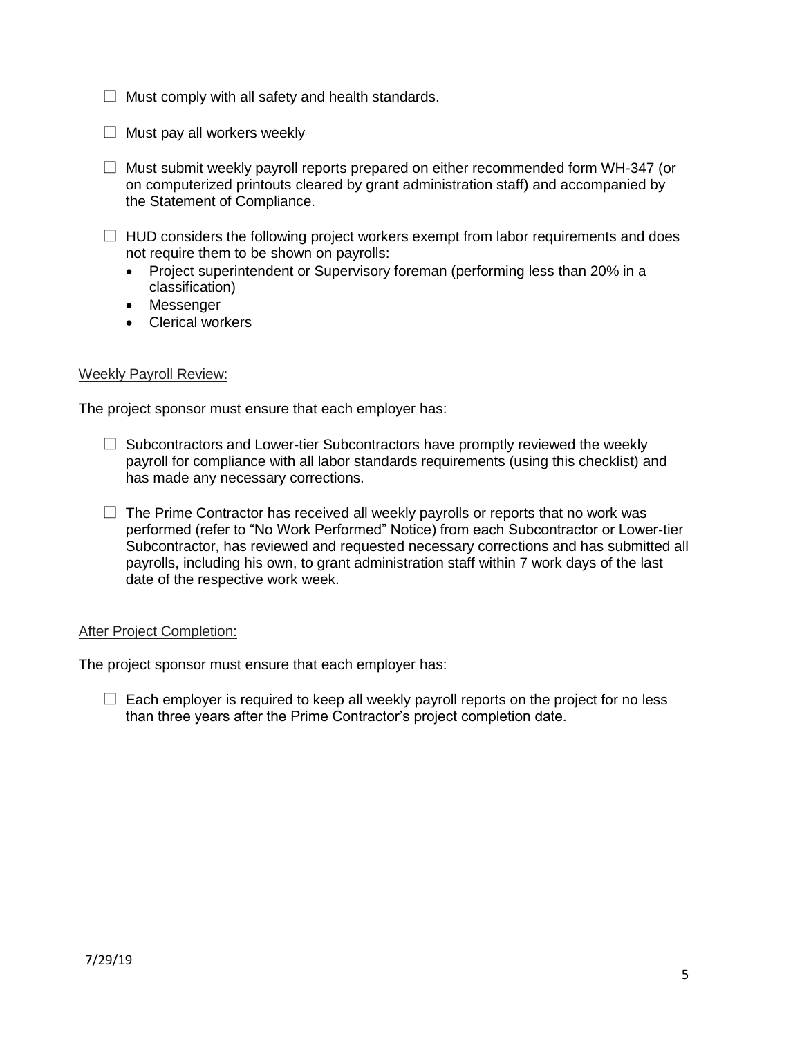☐ Must comply with all safety and health standards.

☐ Must pay all workers weekly

☐ Must submit weekly payroll reports prepared on either recommended form WH-347 (or on computerized printouts cleared by grant administration staff) and accompanied by the Statement of Compliance.

☐ HUD considers the following project workers exempt from labor requirements and does not require them to be shown on payrolls:

- Project superintendent or Supervisory foreman (performing less than 20% in a classification)
- Messenger
- Clerical workers

<u>Weekly Payroll Review:</u>

The project sponsor must ensure that each employer has:

☐ Subcontractors and Lower-tier Subcontractors have promptly reviewed the weekly payroll for compliance with all labor standards requirements (using this checklist) and has made any necessary corrections.

☐ The Prime Contractor has received all weekly payrolls or reports that no work was performed (refer to "No Work Performed" Notice) from each Subcontractor or Lower-tier Subcontractor, has reviewed and requested necessary corrections and has submitted all payrolls, including his own, to grant administration staff within 7 work days of the last date of the respective work week.

<u>After Project Completion:</u>

The project sponsor must ensure that each employer has:

☐ Each employer is required to keep all weekly payroll reports on the project for no less than three years after the Prime Contractor's project completion date.

7/29/19